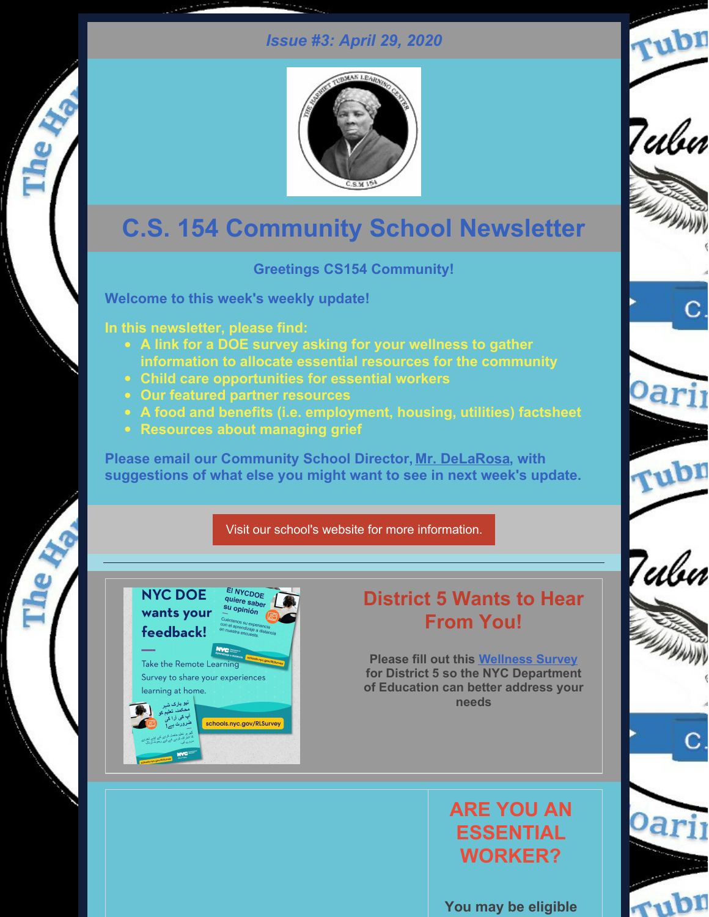*Issue #3: April 29, 2020*

# C.S. 154 Community School Newsletter

**Greetings CS154 Community!**

**Welcome to this week's weekly update!**

**In this newsletter, please find:**

- **A link for a DOE survey asking for your wellness to gather information to allocate essential resources for the community**
- **Child care opportunities for essential workers**
- **Our featured partner resources**
- **A food and benefits (i.e. employment, housing, utilities) factsheet**
- **Resources about managing grief**

**Please email our Community School Director, Mr. DeLaRosa, with suggestions of what else you might want to see in next week's update.**

Visit our school's website for more information.

---

## District 5 Wants to Hear From You!

**Please fill out this Wellness Survey for District 5 so the NYC Department of Education can better address your needs**

## ARE YOU AN ESSENTIAL WORKER?

**You may be eligible**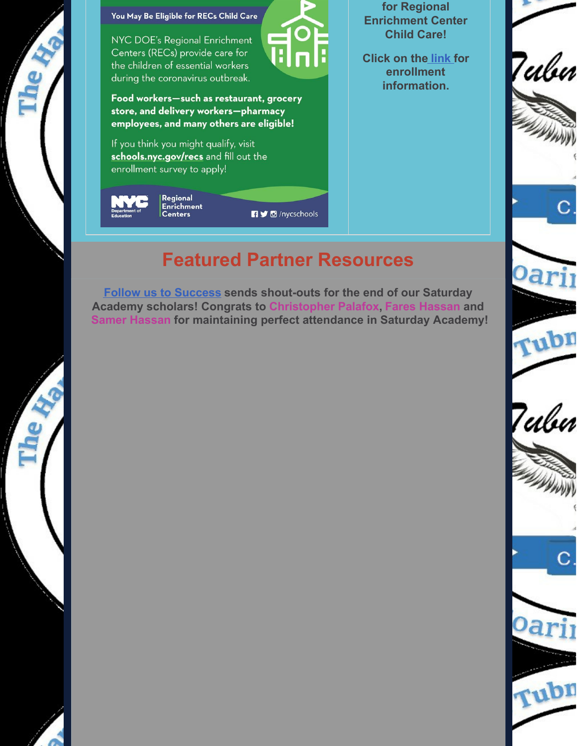You May Be Eligible for RECs Child Care

NYC DOE's Regional Enrichment Centers (RECs) provide care for the children of essential workers during the coronavirus outbreak.

**Food workers—such as restaurant, grocery store, and delivery workers—pharmacy employees, and many others are eligible!**

If you think you might qualify, visit **schools.nyc.gov/recs** and fill out the enrollment survey to apply!

NYC Department of Education | Regional Enrichment Centers | /nycschools

**for Regional Enrichment Center Child Care!**

**Click on the link for enrollment information.**

## Featured Partner Resources

**Follow us to Success sends shout-outs for the end of our Saturday Academy scholars! Congrats to Christopher Palafox, Fares Hassan and Samer Hassan for maintaining perfect attendance in Saturday Academy!**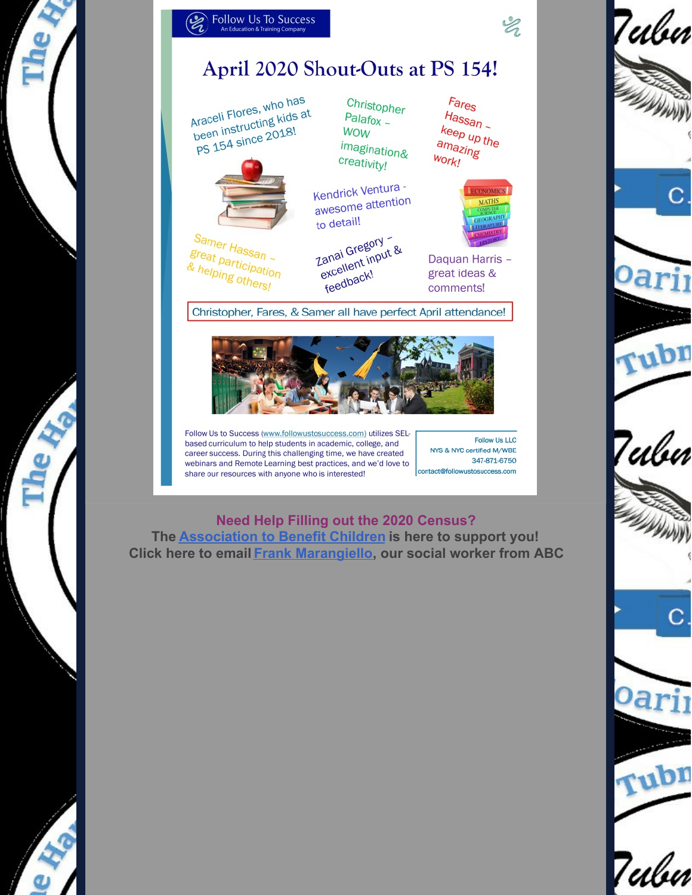Follow Us To Success
An Education & Training Company

# April 2020 Shout-Outs at PS 154!

Araceli Flores, who has been instructing kids at PS 154 since 2018!

Christopher Palafox – WOW imagination& creativity!

Fares Hassan – keep up the amazing work!

Kendrick Ventura - awesome attention to detail!

Samer Hassan – great participation & helping others!

Zanai Gregory – excellent input & feedback!

Daquan Harris – great ideas & comments!

Christopher, Fares, & Samer all have perfect April attendance!

Follow Us to Success (www.followustosuccess.com) utilizes SEL-based curriculum to help students in academic, college, and career success. During this challenging time, we have created webinars and Remote Learning best practices, and we'd love to share our resources with anyone who is interested!

Follow Us LLC
NYS & NYC certified M/WBE
347-871-6750
contact@followustosuccess.com

**Need Help Filling out the 2020 Census?**
**The Association to Benefit Children is here to support you!**
**Click here to email Frank Marangiello, our social worker from ABC**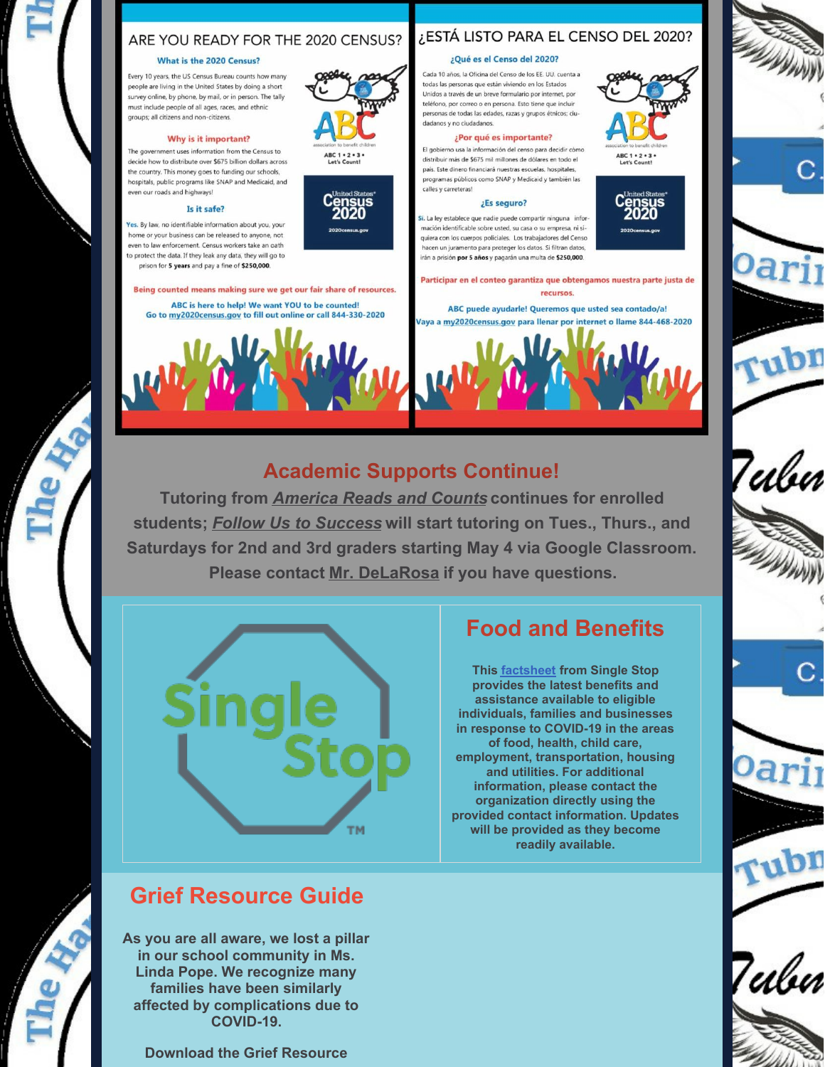# ARE YOU READY FOR THE 2020 CENSUS?

### What is the 2020 Census?

Every 10 years, the US Census Bureau counts how many people are living in the United States by doing a short survey online, by phone, by mail, or in person. The tally must include people of all ages, races, and ethnic groups; all citizens and non-citizens.

### Why is it important?

The government uses information from the Census to decide how to distribute over $675 billion dollars across the country. This money goes to funding our schools, hospitals, public programs like SNAP and Medicaid, and even our roads and highways!

### Is it safe?

Yes. By law, no identifiable information about you, your home or your business can be released to anyone, not even to law enforcement. Census workers take an oath to protect the data. If they leak any data, they will go to prison for **5 years** and pay a fine of **$250,000**.

ABC association to benefit children

ABC 1 • 2 • 3 • Let's Count!

United States Census 2020

2020census.gov

**Being counted means making sure we get our fair share of resources.**

**ABC is here to help! We want YOU to be counted!**
**Go to my2020census.gov to fill out online or call 844-330-2020**

# ¿ESTÁ LISTO PARA EL CENSO DEL 2020?

### ¿Qué es el Censo del 2020?

Cada 10 años, la Oficina del Censo de los EE. UU. cuenta a todas las personas que están viviendo en los Estados Unidos a través de un breve formulario por internet, por teléfono, por correo o en persona. Esto tiene que incluir personas de todas las edades, razas y grupos étnicos; ciudadanos y no ciudadanos.

### ¿Por qué es importante?

El gobierno usa la información del censo para decidir cómo distribuir más de $675 mil millones de dólares en todo el país. Este dinero financiará nuestras escuelas, hospitales, programas públicos como SNAP y Medicaid y también las calles y carreteras!

### ¿Es seguro?

Sí. La ley establece que nadie puede compartir ninguna información identificable sobre usted, su casa o su empresa, ni siquiera con los cuerpos policiales. Los trabajadores del Censo hacen un juramento para proteger los datos. Si filtran datos, irán a prisión **por 5 años** y pagarán una multa de **$250,000**.

ABC association to benefit children

ABC 1 • 2 • 3 • Let's Count!

United States Census 2020

2020census.gov

**Participar en el conteo garantiza que obtengamos nuestra parte justa de recursos.**

**ABC puede ayudarle! Queremos que usted sea contado/a!**
**Vaya a my2020census.gov para llenar por internet o llame 844-468-2020**

## Academic Supports Continue!

**Tutoring from *America Reads and Counts* continues for enrolled students; *Follow Us to Success* will start tutoring on Tues., Thurs., and Saturdays for 2nd and 3rd graders starting May 4 via Google Classroom. Please contact Mr. DeLaRosa if you have questions.**

Single Stop™

## Food and Benefits

**This factsheet from Single Stop provides the latest benefits and assistance available to eligible individuals, families and businesses in response to COVID-19 in the areas of food, health, child care, employment, transportation, housing and utilities. For additional information, please contact the organization directly using the provided contact information. Updates will be provided as they become readily available.**

## Grief Resource Guide

**As you are all aware, we lost a pillar in our school community in Ms. Linda Pope. We recognize many families have been similarly affected by complications due to COVID-19.**

**Download the Grief Resource**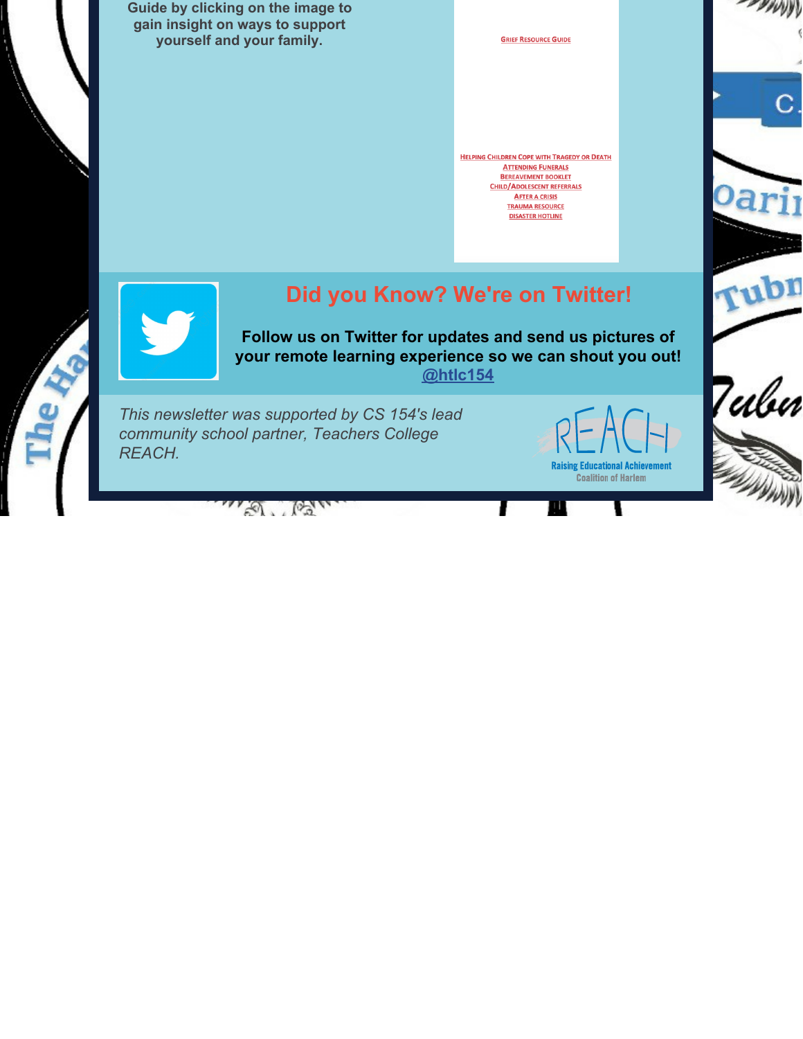Guide by clicking on the image to gain insight on ways to support yourself and your family.

GRIEF RESOURCE GUIDE

HELPING CHILDREN COPE WITH TRAGEDY OR DEATH
ATTENDING FUNERALS
BEREAVEMENT BOOKLET
CHILD/ADOLESCENT REFERRALS
AFTER A CRISIS
TRAUMA RESOURCE
DISASTER HOTLINE

## Did you Know? We're on Twitter!

**Follow us on Twitter for updates and send us pictures of your remote learning experience so we can shout you out!**
**@htlc154**

*This newsletter was supported by CS 154's lead community school partner, Teachers College REACH.*

REACH
Raising Educational Achievement
Coalition of Harlem